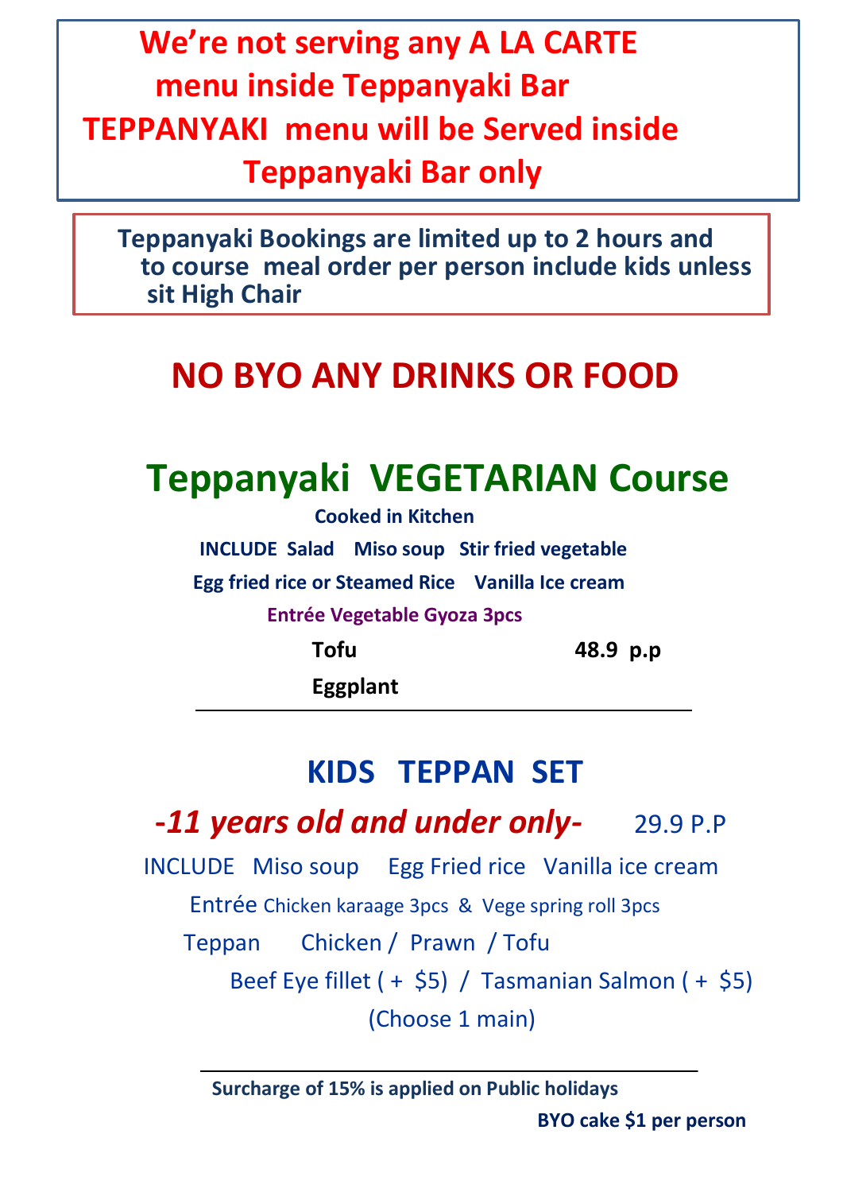**We're not serving any A LA CARTE menu inside Teppanyaki Bar**
**TEPPANYAKI menu will be Served inside Teppanyaki Bar only**

**Teppanyaki Bookings are limited up to 2 hours and to course meal order per person include kids unless sit High Chair**

## NO BYO ANY DRINKS OR FOOD

# Teppanyaki VEGETARIAN Course

**Cooked in Kitchen**

**INCLUDE Salad Miso soup Stir fried vegetable**

**Egg fried rice or Steamed Rice Vanilla Ice cream**

**Entrée Vegetable Gyoza 3pcs**

| | |
|---|---|
| **Tofu** | **48.9 p.p** |
| **Eggplant** | |

## KIDS TEPPAN SET

***-11 years old and under only-*** 29.9 P.P

INCLUDE Miso soup Egg Fried rice Vanilla ice cream

Entrée Chicken karaage 3pcs & Vege spring roll 3pcs

Teppan Chicken / Prawn / Tofu

Beef Eye fillet ( + $5) / Tasmanian Salmon ( + $5)

(Choose 1 main)

**Surcharge of 15% is applied on Public holidays**

**BYO cake $1 per person**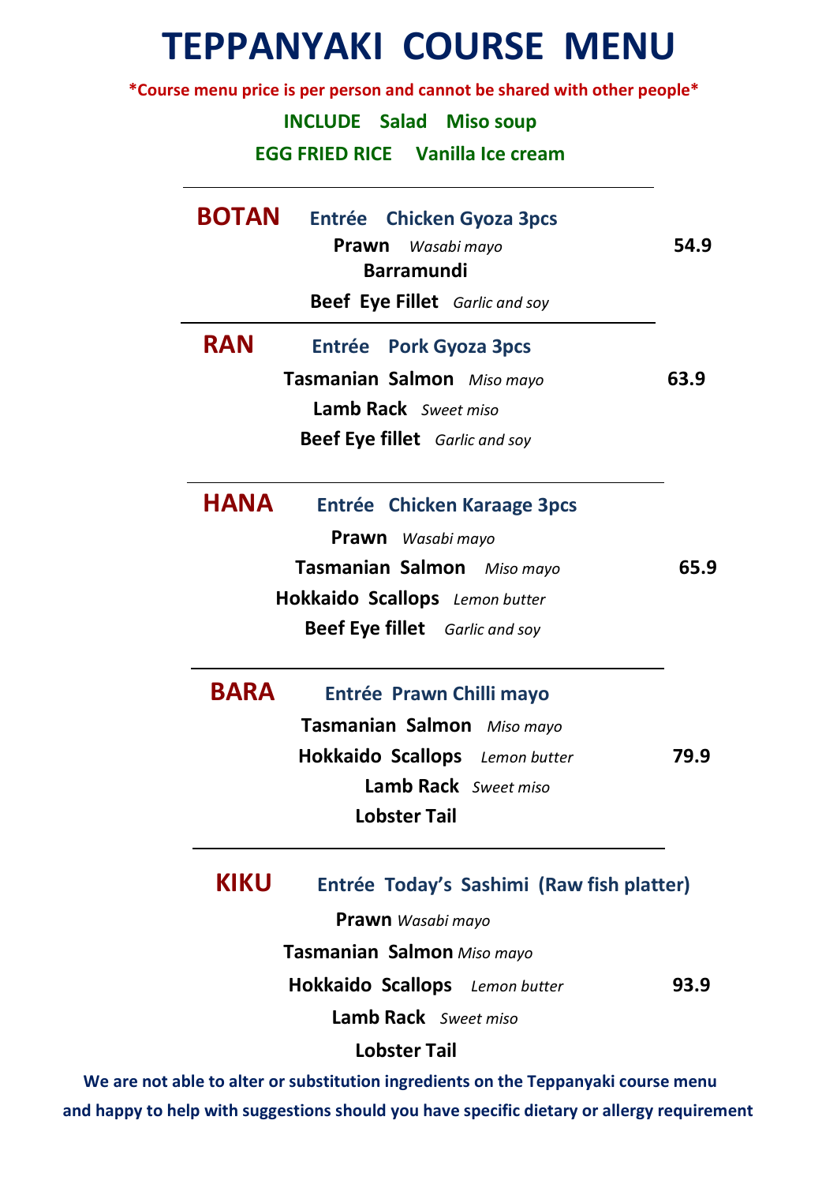# TEPPANYAKI COURSE MENU

***Course menu price is per person and cannot be shared with other people***

**INCLUDE Salad Miso soup**

**EGG FRIED RICE Vanilla Ice cream**

---

## BOTAN — 54.9

**Entrée Chicken Gyoza 3pcs**

**Prawn** *Wasabi mayo*

**Barramundi**

**Beef Eye Fillet** *Garlic and soy*

---

## RAN — 63.9

**Entrée Pork Gyoza 3pcs**

**Tasmanian Salmon** *Miso mayo*

**Lamb Rack** *Sweet miso*

**Beef Eye fillet** *Garlic and soy*

---

## HANA — 65.9

**Entrée Chicken Karaage 3pcs**

**Prawn** *Wasabi mayo*

**Tasmanian Salmon** *Miso mayo*

**Hokkaido Scallops** *Lemon butter*

**Beef Eye fillet** *Garlic and soy*

---

## BARA — 79.9

**Entrée Prawn Chilli mayo**

**Tasmanian Salmon** *Miso mayo*

**Hokkaido Scallops** *Lemon butter*

**Lamb Rack** *Sweet miso*

**Lobster Tail**

---

## KIKU — 93.9

**Entrée Today's Sashimi (Raw fish platter)**

**Prawn** *Wasabi mayo*

**Tasmanian Salmon** *Miso mayo*

**Hokkaido Scallops** *Lemon butter*

**Lamb Rack** *Sweet miso*

**Lobster Tail**

**We are not able to alter or substitution ingredients on the Teppanyaki course menu and happy to help with suggestions should you have specific dietary or allergy requirement**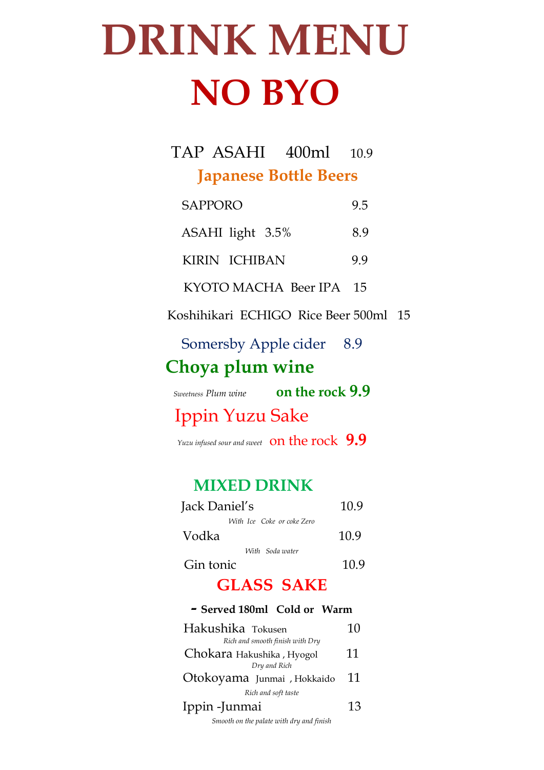# DRINK MENU

# NO BYO

TAP ASAHI 400ml 10.9

## Japanese Bottle Beers

SAPPORO 9.5

ASAHI light 3.5% 8.9

KIRIN ICHIBAN 9.9

KYOTO MACHA Beer IPA 15

Koshihikari ECHIGO Rice Beer 500ml 15

Somersby Apple cider 8.9

## Choya plum wine

*Sweetness Plum wine* **on the rock 9.9**

## Ippin Yuzu Sake

*Yuzu infused sour and sweet* on the rock **9.9**

## MIXED DRINK

Jack Daniel's 10.9

*With Ice Coke or coke Zero*

Vodka 10.9

*With Soda water*

Gin tonic 10.9

## GLASS SAKE

**- Served 180ml Cold or Warm**

Hakushika Tokusen 10

*Rich and smooth finish with Dry*

Chokara Hakushika , Hyogol 11

*Dry and Rich*

Otokoyama Junmai , Hokkaido 11

*Rich and soft taste*

Ippin -Junmai 13

*Smooth on the palate with dry and finish*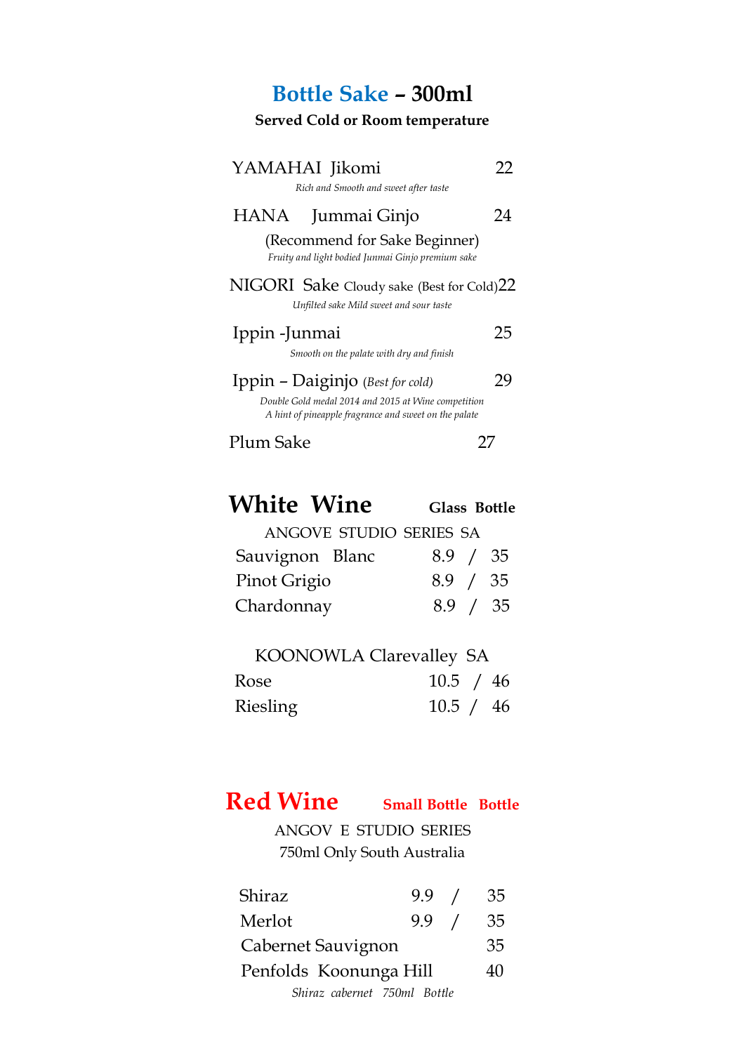## Bottle Sake – 300ml

**Served Cold or Room temperature**

| | |
|---|---|
| YAMAHAI Jikomi | 22 |
| *Rich and Smooth and sweet after taste* | |
| HANA Jummai Ginjo | 24 |
| (Recommend for Sake Beginner) | |
| *Fruity and light bodied Junmai Ginjo premium sake* | |
| NIGORI Sake Cloudy sake (Best for Cold) | 22 |
| *Unfilted sake Mild sweet and sour taste* | |
| Ippin -Junmai | 25 |
| *Smooth on the palate with dry and finish* | |
| Ippin – Daiginjo *(Best for cold)* | 29 |
| *Double Gold medal 2014 and 2015 at Wine competition* | |
| *A hint of pineapple fragrance and sweet on the palate* | |
| Plum Sake | 27 |

## White Wine

ANGOVE STUDIO SERIES SA

| | Glass | Bottle |
|---|---|---|
| Sauvignon Blanc | 8.9 | 35 |
| Pinot Grigio | 8.9 | 35 |
| Chardonnay | 8.9 | 35 |

KOONOWLA Clarevalley SA

| | Glass | Bottle |
|---|---|---|
| Rose | 10.5 | 46 |
| Riesling | 10.5 | 46 |

## Red Wine

ANGOV E STUDIO SERIES
750ml Only South Australia

| | Small Bottle | Bottle |
|---|---|---|
| Shiraz | 9.9 | 35 |
| Merlot | 9.9 | 35 |
| Cabernet Sauvignon | | 35 |
| Penfolds Koonunga Hill | | 40 |
| *Shiraz cabernet 750ml Bottle* | | |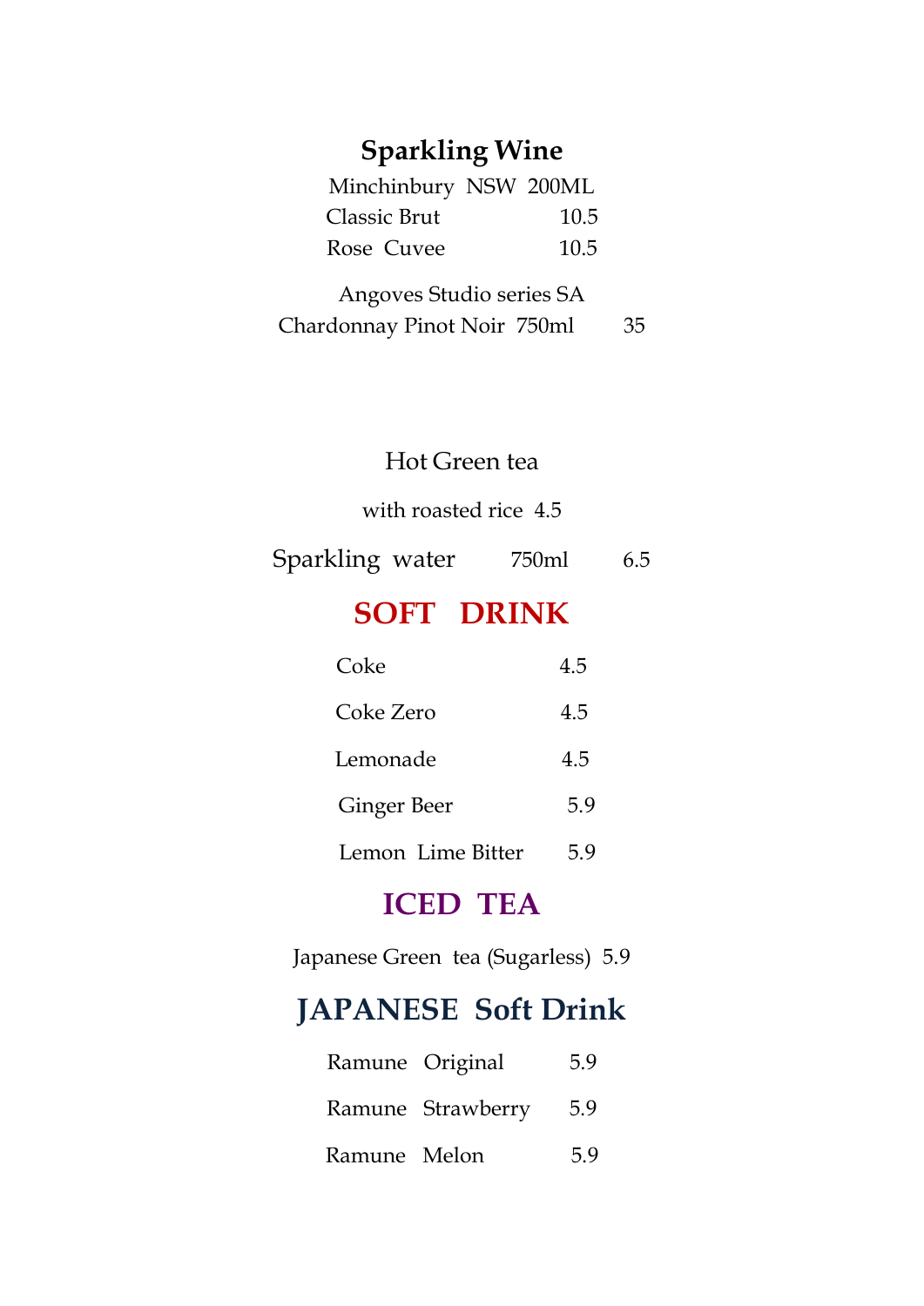## Sparkling Wine

Minchinbury NSW 200ML

| | |
|---|---|
| Classic Brut | 10.5 |
| Rose Cuvee | 10.5 |

Angoves Studio series SA

Chardonnay Pinot Noir 750ml 35

Hot Green tea

with roasted rice 4.5

Sparkling water 750ml 6.5

## SOFT DRINK

| | |
|---|---|
| Coke | 4.5 |
| Coke Zero | 4.5 |
| Lemonade | 4.5 |
| Ginger Beer | 5.9 |
| Lemon Lime Bitter | 5.9 |

## ICED TEA

Japanese Green tea (Sugarless) 5.9

## JAPANESE Soft Drink

| | |
|---|---|
| Ramune Original | 5.9 |
| Ramune Strawberry | 5.9 |
| Ramune Melon | 5.9 |